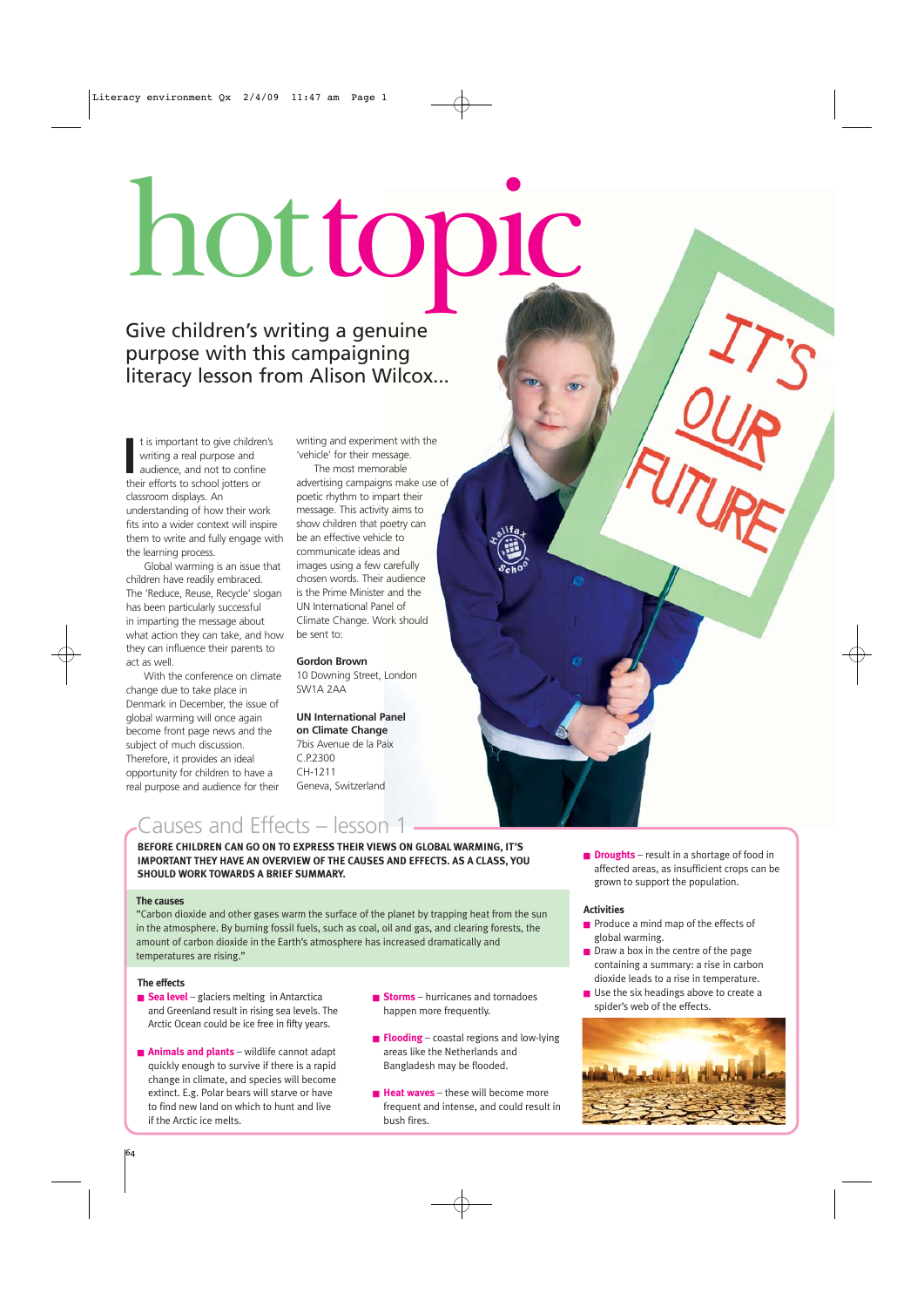# hot topic

## Give children's writing a genuine purpose with this campaigning literacy lesson from Alison Wilcox...

It is important to give children's writing a real purpose and audience, and not to confine their efforts to school jotters or classroom displays. An understanding of how their work fits into a wider context will inspire them to write and fully engage with the learning process.

Global warming is an issue that children have readily embraced. The 'Reduce, Reuse, Recycle' slogan has been particularly successful in imparting the message about what action they can take, and how they can influence their parents to act as well.

With the conference on climate change due to take place in Denmark in December, the issue of global warming will once again become front page news and the subject of much discussion. Therefore, it provides an ideal opportunity for children to have a real purpose and audience for their writing and experiment with the 'vehicle' for their message.

The most memorable advertising campaigns make use of poetic rhythm to impart their message. This activity aims to show children that poetry can be an effective vehicle to communicate ideas and images using a few carefully chosen words. Their audience is the Prime Minister and the UN International Panel of Climate Change. Work should be sent to:

**Gordon Brown**
10 Downing Street, London
SW1A 2AA

**UN International Panel on Climate Change**
7bis Avenue de la Paix
C.P.2300
CH-1211
Geneva, Switzerland

## Causes and Effects – lesson 1

**BEFORE CHILDREN CAN GO ON TO EXPRESS THEIR VIEWS ON GLOBAL WARMING, IT'S IMPORTANT THEY HAVE AN OVERVIEW OF THE CAUSES AND EFFECTS. AS A CLASS, YOU SHOULD WORK TOWARDS A BRIEF SUMMARY.**

### The causes

"Carbon dioxide and other gases warm the surface of the planet by trapping heat from the sun in the atmosphere. By burning fossil fuels, such as coal, oil and gas, and clearing forests, the amount of carbon dioxide in the Earth's atmosphere has increased dramatically and temperatures are rising."

### The effects

- **Sea level** – glaciers melting in Antarctica and Greenland result in rising sea levels. The Arctic Ocean could be ice free in fifty years.
- **Animals and plants** – wildlife cannot adapt quickly enough to survive if there is a rapid change in climate, and species will become extinct. E.g. Polar bears will starve or have to find new land on which to hunt and live if the Arctic ice melts.
- **Storms** – hurricanes and tornadoes happen more frequently.
- **Flooding** – coastal regions and low-lying areas like the Netherlands and Bangladesh may be flooded.
- **Heat waves** – these will become more frequent and intense, and could result in bush fires.
- **Droughts** – result in a shortage of food in affected areas, as insufficient crops can be grown to support the population.

### Activities

- Produce a mind map of the effects of global warming.
- Draw a box in the centre of the page containing a summary: a rise in carbon dioxide leads to a rise in temperature.
- Use the six headings above to create a spider's web of the effects.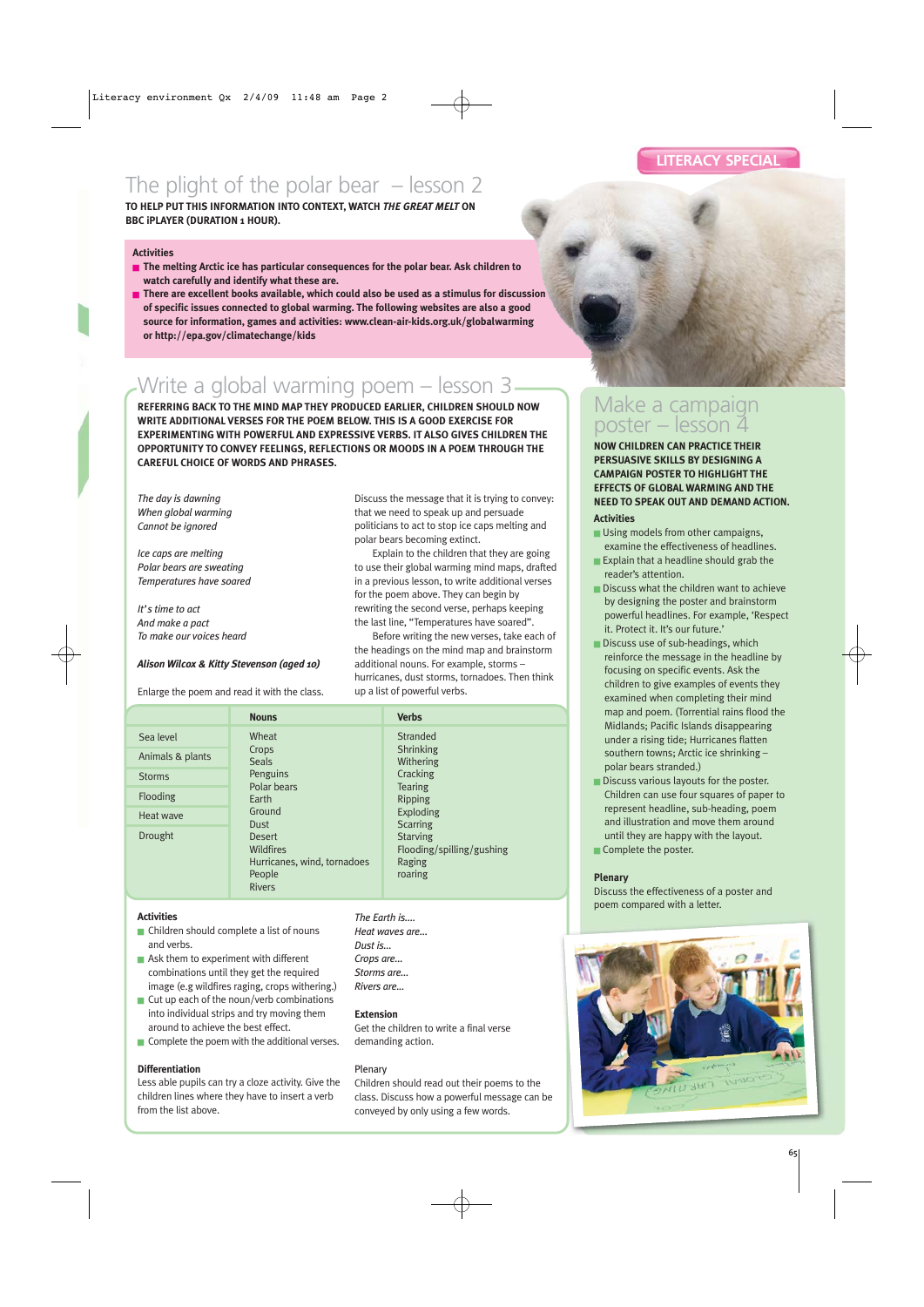LITERACY SPECIAL

# The plight of the polar bear – lesson 2

**TO HELP PUT THIS INFORMATION INTO CONTEXT, WATCH *THE GREAT MELT* ON BBC iPLAYER (DURATION 1 HOUR).**

**Activities**

- **The melting Arctic ice has particular consequences for the polar bear. Ask children to watch carefully and identify what these are.**
- **There are excellent books available, which could also be used as a stimulus for discussion of specific issues connected to global warming. The following websites are also a good source for information, games and activities: www.clean-air-kids.org.uk/globalwarming or http://epa.gov/climatechange/kids**

# Write a global warming poem – lesson 3

**REFERRING BACK TO THE MIND MAP THEY PRODUCED EARLIER, CHILDREN SHOULD NOW WRITE ADDITIONAL VERSES FOR THE POEM BELOW. THIS IS A GOOD EXERCISE FOR EXPERIMENTING WITH POWERFUL AND EXPRESSIVE VERBS. IT ALSO GIVES CHILDREN THE OPPORTUNITY TO CONVEY FEELINGS, REFLECTIONS OR MOODS IN A POEM THROUGH THE CAREFUL CHOICE OF WORDS AND PHRASES.**

*The day is dawning*
*When global warming*
*Cannot be ignored*

*Ice caps are melting*
*Polar bears are sweating*
*Temperatures have soared*

*It's time to act*
*And make a pact*
*To make our voices heard*

***Alison Wilcox & Kitty Stevenson (aged 10)***

Enlarge the poem and read it with the class.

Discuss the message that it is trying to convey: that we need to speak up and persuade politicians to act to stop ice caps melting and polar bears becoming extinct.

Explain to the children that they are going to use their global warming mind maps, drafted in a previous lesson, to write additional verses for the poem above. They can begin by rewriting the second verse, perhaps keeping the last line, "Temperatures have soared".

Before writing the new verses, take each of the headings on the mind map and brainstorm additional nouns. For example, storms – hurricanes, dust storms, tornadoes. Then think up a list of powerful verbs.

| | Nouns | Verbs |
|---|---|---|
| Sea level | Wheat | Stranded |
| Animals & plants | Crops | Shrinking |
| Storms | Seals | Withering |
| Flooding | Penguins | Cracking |
| Heat wave | Polar bears | Tearing |
| Drought | Earth | Ripping |
| | Ground | Exploding |
| | Dust | Scarring |
| | Desert | Starving |
| | Wildfires | Flooding/spilling/gushing |
| | Hurricanes, wind, tornadoes | Raging |
| | People | roaring |
| | Rivers | |

**Activities**

- Children should complete a list of nouns and verbs.
- Ask them to experiment with different combinations until they get the required image (e.g wildfires raging, crops withering.)
- Cut up each of the noun/verb combinations into individual strips and try moving them around to achieve the best effect.
- Complete the poem with the additional verses.

*The Earth is....*
*Heat waves are...*
*Dust is...*
*Crops are...*
*Storms are...*
*Rivers are...*

**Extension**

Get the children to write a final verse demanding action.

**Differentiation**

Less able pupils can try a cloze activity. Give the children lines where they have to insert a verb from the list above.

Plenary

Children should read out their poems to the class. Discuss how a powerful message can be conveyed by only using a few words.

# Make a campaign poster – lesson 4

**NOW CHILDREN CAN PRACTICE THEIR PERSUASIVE SKILLS BY DESIGNING A CAMPAIGN POSTER TO HIGHLIGHT THE EFFECTS OF GLOBAL WARMING AND THE NEED TO SPEAK OUT AND DEMAND ACTION.**

**Activities**

- Using models from other campaigns, examine the effectiveness of headlines.
- Explain that a headline should grab the reader's attention.
- Discuss what the children want to achieve by designing the poster and brainstorm powerful headlines. For example, 'Respect it. Protect it. It's our future.'
- Discuss use of sub-headings, which reinforce the message in the headline by focusing on specific events. Ask the children to give examples of events they examined when completing their mind map and poem. (Torrential rains flood the Midlands; Pacific Islands disappearing under a rising tide; Hurricanes flatten southern towns; Arctic ice shrinking – polar bears stranded.)
- Discuss various layouts for the poster. Children can use four squares of paper to represent headline, sub-heading, poem and illustration and move them around until they are happy with the layout.
- Complete the poster.

**Plenary**

Discuss the effectiveness of a poster and poem compared with a letter.